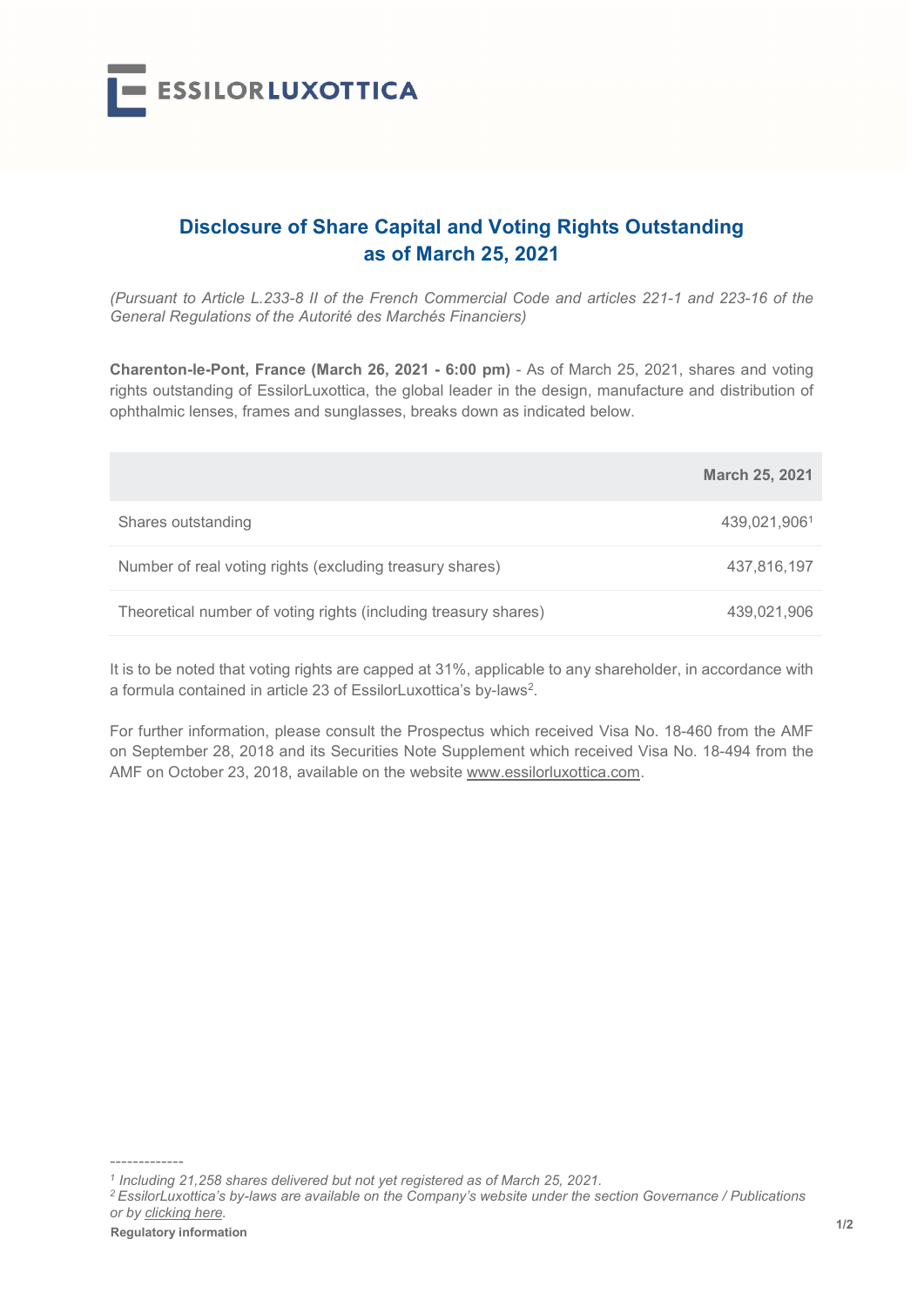# Disclosure of Share Capital and Voting Rights Outstanding as of March 25, 2021

*(Pursuant to Article L.233-8 II of the French Commercial Code and articles 221-1 and 223-16 of the General Regulations of the Autorité des Marchés Financiers)*

**Charenton-le-Pont, France (March 26, 2021 - 6:00 pm)** - As of March 25, 2021, shares and voting rights outstanding of EssilorLuxottica, the global leader in the design, manufacture and distribution of ophthalmic lenses, frames and sunglasses, breaks down as indicated below.

| | March 25, 2021 |
|---|---|
| Shares outstanding | 439,021,906[1] |
| Number of real voting rights (excluding treasury shares) | 437,816,197 |
| Theoretical number of voting rights (including treasury shares) | 439,021,906 |

It is to be noted that voting rights are capped at 31%, applicable to any shareholder, in accordance with a formula contained in article 23 of EssilorLuxottica's by-laws[2].

For further information, please consult the Prospectus which received Visa No. 18-460 from the AMF on September 28, 2018 and its Securities Note Supplement which received Visa No. 18-494 from the AMF on October 23, 2018, available on the website www.essilorluxottica.com.

---

[1] *Including 21,258 shares delivered but not yet registered as of March 25, 2021.*

[2] *EssilorLuxottica's by-laws are available on the Company's website under the section Governance / Publications or by clicking here.*

**Regulatory information**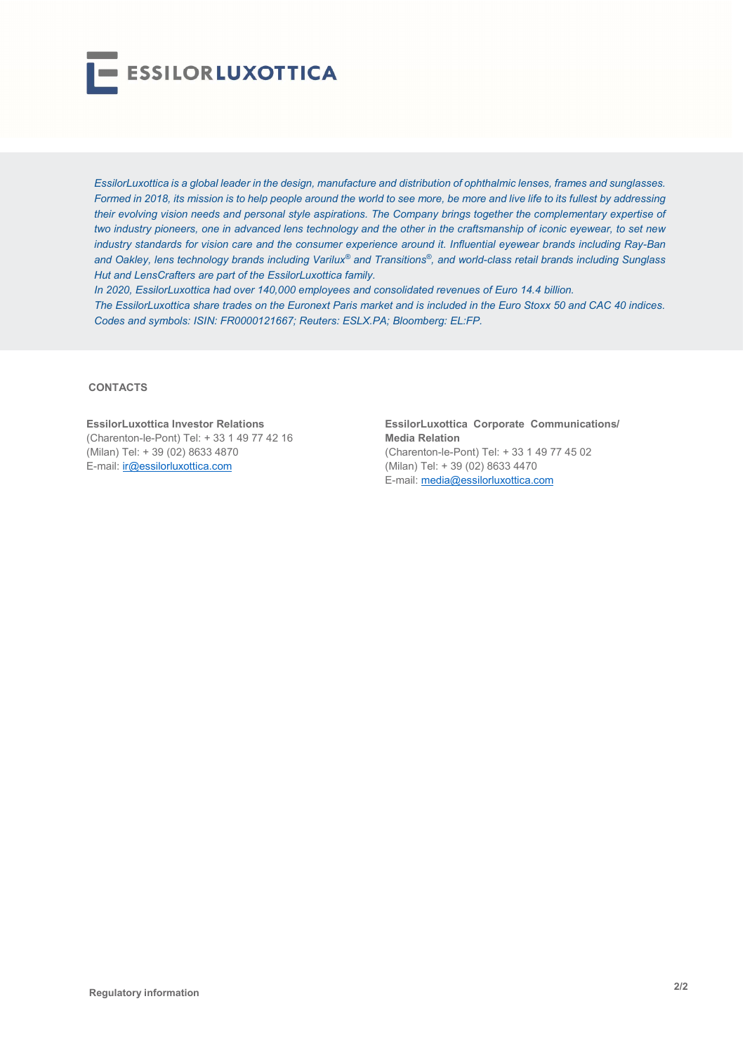*EssilorLuxottica is a global leader in the design, manufacture and distribution of ophthalmic lenses, frames and sunglasses. Formed in 2018, its mission is to help people around the world to see more, be more and live life to its fullest by addressing their evolving vision needs and personal style aspirations. The Company brings together the complementary expertise of two industry pioneers, one in advanced lens technology and the other in the craftsmanship of iconic eyewear, to set new industry standards for vision care and the consumer experience around it. Influential eyewear brands including Ray-Ban and Oakley, lens technology brands including Varilux® and Transitions®, and world-class retail brands including Sunglass Hut and LensCrafters are part of the EssilorLuxottica family.*

*In 2020, EssilorLuxottica had over 140,000 employees and consolidated revenues of Euro 14.4 billion.*

*The EssilorLuxottica share trades on the Euronext Paris market and is included in the Euro Stoxx 50 and CAC 40 indices. Codes and symbols: ISIN: FR0000121667; Reuters: ESLX.PA; Bloomberg: EL:FP.*

**CONTACTS**

**EssilorLuxottica Investor Relations**
(Charenton-le-Pont) Tel: + 33 1 49 77 42 16
(Milan) Tel: + 39 (02) 8633 4870
E-mail: ir@essilorluxottica.com

**EssilorLuxottica Corporate Communications/ Media Relation**
(Charenton-le-Pont) Tel: + 33 1 49 77 45 02
(Milan) Tel: + 39 (02) 8633 4470
E-mail: media@essilorluxottica.com

**Regulatory information**